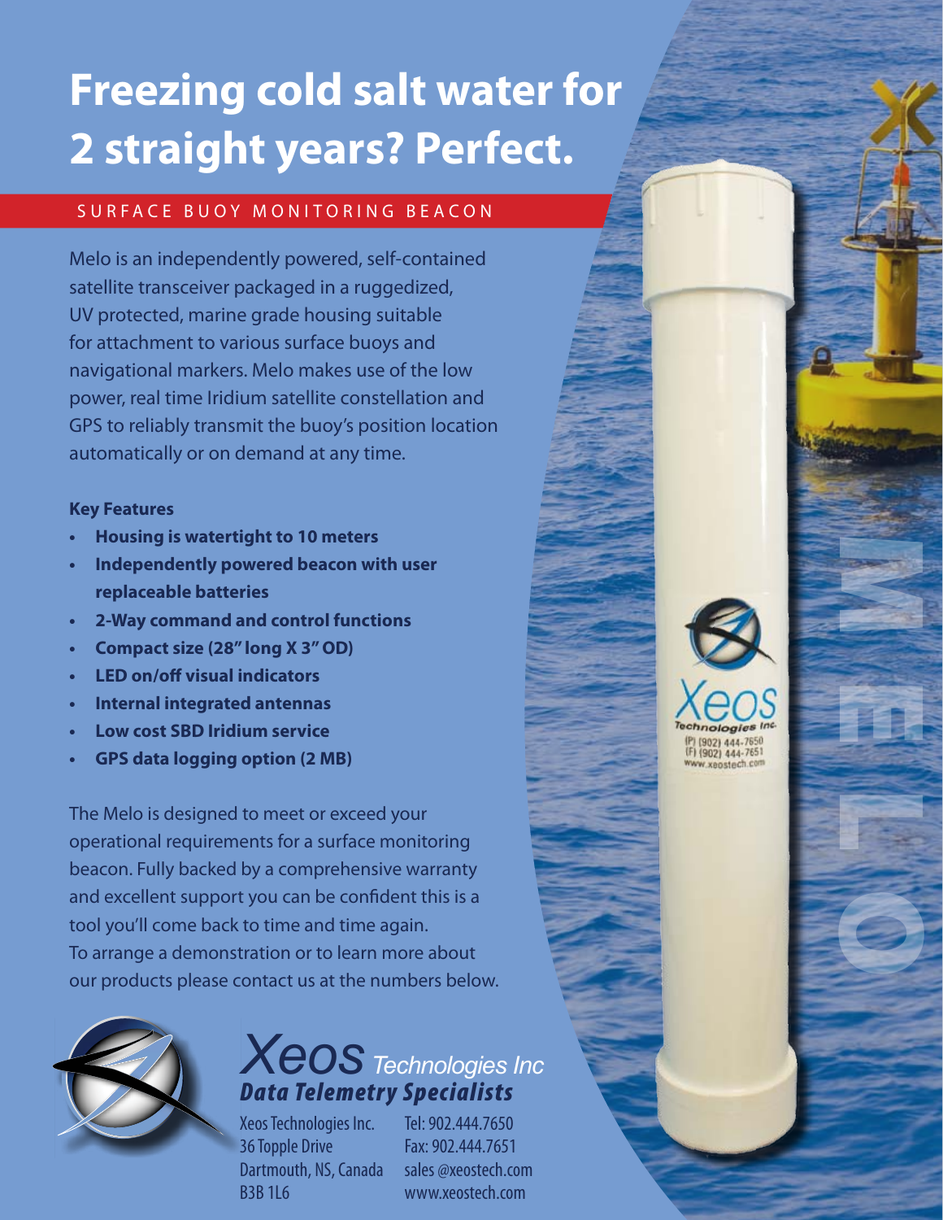# Freezing cold salt water for 2 straight years? Perfect.

## SURFACE BUOY MONITORING BEACON

Melo is an independently powered, self-contained satellite transceiver packaged in a ruggedized, UV protected, marine grade housing suitable for attachment to various surface buoys and navigational markers. Melo makes use of the low power, real time Iridium satellite constellation and GPS to reliably transmit the buoy's position location automatically or on demand at any time.

**Key Features**

- **Housing is watertight to 10 meters**
- **Independently powered beacon with user replaceable batteries**
- **2-Way command and control functions**
- **Compact size (28" long X 3" OD)**
- **LED on/off visual indicators**
- **Internal integrated antennas**
- **Low cost SBD Iridium service**
- **GPS data logging option (2 MB)**

The Melo is designed to meet or exceed your operational requirements for a surface monitoring beacon. Fully backed by a comprehensive warranty and excellent support you can be confident this is a tool you'll come back to time and time again. To arrange a demonstration or to learn more about our products please contact us at the numbers below.

**Xeos** *Technologies Inc*
***Data Telemetry Specialists***

Xeos Technologies Inc.
36 Topple Drive
Dartmouth, NS, Canada
B3B 1L6

Tel: 902.444.7650
Fax: 902.444.7651
sales @xeostech.com
www.xeostech.com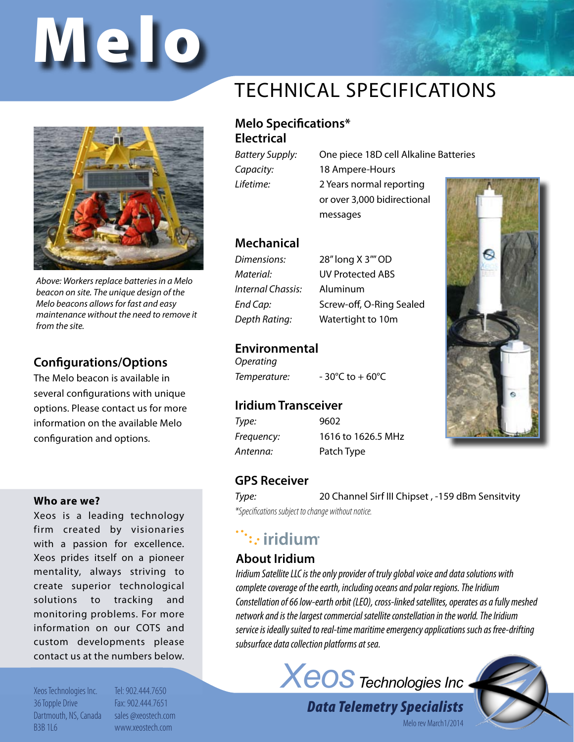# Melo

## TECHNICAL SPECIFICATIONS

*Above: Workers replace batteries in a Melo beacon on site. The unique design of the Melo beacons allows for fast and easy maintenance without the need to remove it from the site.*

### Configurations/Options

The Melo beacon is available in several configurations with unique options. Please contact us for more information on the available Melo configuration and options.

### Melo Specifications*

### Electrical

| | |
|---|---|
| *Battery Supply:* | One piece 18D cell Alkaline Batteries |
| *Capacity:* | 18 Ampere-Hours |
| *Lifetime:* | 2 Years normal reporting or over 3,000 bidirectional messages |

### Mechanical

| | |
|---|---|
| *Dimensions:* | 28" long X 3"" OD |
| *Material:* | UV Protected ABS |
| *Internal Chassis:* | Aluminum |
| *End Cap:* | Screw-off, O-Ring Sealed |
| *Depth Rating:* | Watertight to 10m |

### Environmental

| | |
|---|---|
| *Operating Temperature:* | - 30°C to + 60°C |

### Iridium Transceiver

| | |
|---|---|
| *Type:* | 9602 |
| *Frequency:* | 1616 to 1626.5 MHz |
| *Antenna:* | Patch Type |

### GPS Receiver

| | |
|---|---|
| *Type:* | 20 Channel Sirf III Chipset , -159 dBm Sensitvity |

*\*Specifications subject to change without notice.*

iridium

### About Iridium

*Iridium Satellite LLC is the only provider of truly global voice and data solutions with complete coverage of the earth, including oceans and polar regions. The Iridium Constellation of 66 low-earth orbit (LEO), cross-linked satellites, operates as a fully meshed network and is the largest commercial satellite constellation in the world. The Iridium service is ideally suited to real-time maritime emergency applications such as free-drifting subsurface data collection platforms at sea.*

### Who are we?

Xeos is a leading technology firm created by visionaries with a passion for excellence. Xeos prides itself on a pioneer mentality, always striving to create superior technological solutions to tracking and monitoring problems. For more information on our COTS and custom developments please contact us at the numbers below.

Xeos Technologies Inc.
36 Topple Drive
Dartmouth, NS, Canada
B3B 1L6

Tel: 902.444.7650
Fax: 902.444.7651
sales @xeostech.com
www.xeostech.com

Xeos Technologies Inc

**Data Telemetry Specialists**

Melo rev March1/2014